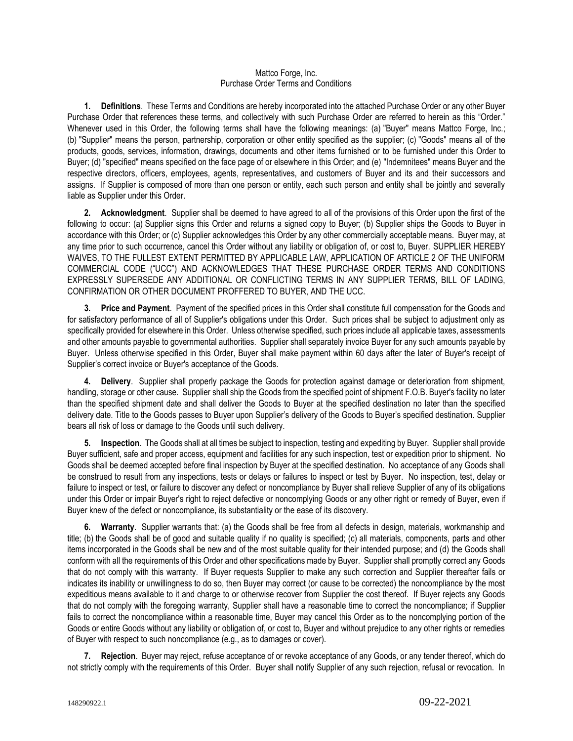Mattco Forge, Inc.
Purchase Order Terms and Conditions

**1. Definitions**. These Terms and Conditions are hereby incorporated into the attached Purchase Order or any other Buyer Purchase Order that references these terms, and collectively with such Purchase Order are referred to herein as this "Order." Whenever used in this Order, the following terms shall have the following meanings: (a) "Buyer" means Mattco Forge, Inc.; (b) "Supplier" means the person, partnership, corporation or other entity specified as the supplier; (c) "Goods" means all of the products, goods, services, information, drawings, documents and other items furnished or to be furnished under this Order to Buyer; (d) "specified" means specified on the face page of or elsewhere in this Order; and (e) "Indemnitees" means Buyer and the respective directors, officers, employees, agents, representatives, and customers of Buyer and its and their successors and assigns. If Supplier is composed of more than one person or entity, each such person and entity shall be jointly and severally liable as Supplier under this Order.

**2. Acknowledgment**. Supplier shall be deemed to have agreed to all of the provisions of this Order upon the first of the following to occur: (a) Supplier signs this Order and returns a signed copy to Buyer; (b) Supplier ships the Goods to Buyer in accordance with this Order; or (c) Supplier acknowledges this Order by any other commercially acceptable means. Buyer may, at any time prior to such occurrence, cancel this Order without any liability or obligation of, or cost to, Buyer. SUPPLIER HEREBY WAIVES, TO THE FULLEST EXTENT PERMITTED BY APPLICABLE LAW, APPLICATION OF ARTICLE 2 OF THE UNIFORM COMMERCIAL CODE ("UCC") AND ACKNOWLEDGES THAT THESE PURCHASE ORDER TERMS AND CONDITIONS EXPRESSLY SUPERSEDE ANY ADDITIONAL OR CONFLICTING TERMS IN ANY SUPPLIER TERMS, BILL OF LADING, CONFIRMATION OR OTHER DOCUMENT PROFFERED TO BUYER, AND THE UCC.

**3. Price and Payment**. Payment of the specified prices in this Order shall constitute full compensation for the Goods and for satisfactory performance of all of Supplier's obligations under this Order. Such prices shall be subject to adjustment only as specifically provided for elsewhere in this Order. Unless otherwise specified, such prices include all applicable taxes, assessments and other amounts payable to governmental authorities. Supplier shall separately invoice Buyer for any such amounts payable by Buyer. Unless otherwise specified in this Order, Buyer shall make payment within 60 days after the later of Buyer's receipt of Supplier's correct invoice or Buyer's acceptance of the Goods.

**4. Delivery**. Supplier shall properly package the Goods for protection against damage or deterioration from shipment, handling, storage or other cause. Supplier shall ship the Goods from the specified point of shipment F.O.B. Buyer's facility no later than the specified shipment date and shall deliver the Goods to Buyer at the specified destination no later than the specified delivery date. Title to the Goods passes to Buyer upon Supplier's delivery of the Goods to Buyer's specified destination. Supplier bears all risk of loss or damage to the Goods until such delivery.

**5. Inspection**. The Goods shall at all times be subject to inspection, testing and expediting by Buyer. Supplier shall provide Buyer sufficient, safe and proper access, equipment and facilities for any such inspection, test or expedition prior to shipment. No Goods shall be deemed accepted before final inspection by Buyer at the specified destination. No acceptance of any Goods shall be construed to result from any inspections, tests or delays or failures to inspect or test by Buyer. No inspection, test, delay or failure to inspect or test, or failure to discover any defect or noncompliance by Buyer shall relieve Supplier of any of its obligations under this Order or impair Buyer's right to reject defective or noncomplying Goods or any other right or remedy of Buyer, even if Buyer knew of the defect or noncompliance, its substantiality or the ease of its discovery.

**6. Warranty**. Supplier warrants that: (a) the Goods shall be free from all defects in design, materials, workmanship and title; (b) the Goods shall be of good and suitable quality if no quality is specified; (c) all materials, components, parts and other items incorporated in the Goods shall be new and of the most suitable quality for their intended purpose; and (d) the Goods shall conform with all the requirements of this Order and other specifications made by Buyer. Supplier shall promptly correct any Goods that do not comply with this warranty. If Buyer requests Supplier to make any such correction and Supplier thereafter fails or indicates its inability or unwillingness to do so, then Buyer may correct (or cause to be corrected) the noncompliance by the most expeditious means available to it and charge to or otherwise recover from Supplier the cost thereof. If Buyer rejects any Goods that do not comply with the foregoing warranty, Supplier shall have a reasonable time to correct the noncompliance; if Supplier fails to correct the noncompliance within a reasonable time, Buyer may cancel this Order as to the noncomplying portion of the Goods or entire Goods without any liability or obligation of, or cost to, Buyer and without prejudice to any other rights or remedies of Buyer with respect to such noncompliance (e.g., as to damages or cover).

**7. Rejection**. Buyer may reject, refuse acceptance of or revoke acceptance of any Goods, or any tender thereof, which do not strictly comply with the requirements of this Order. Buyer shall notify Supplier of any such rejection, refusal or revocation. In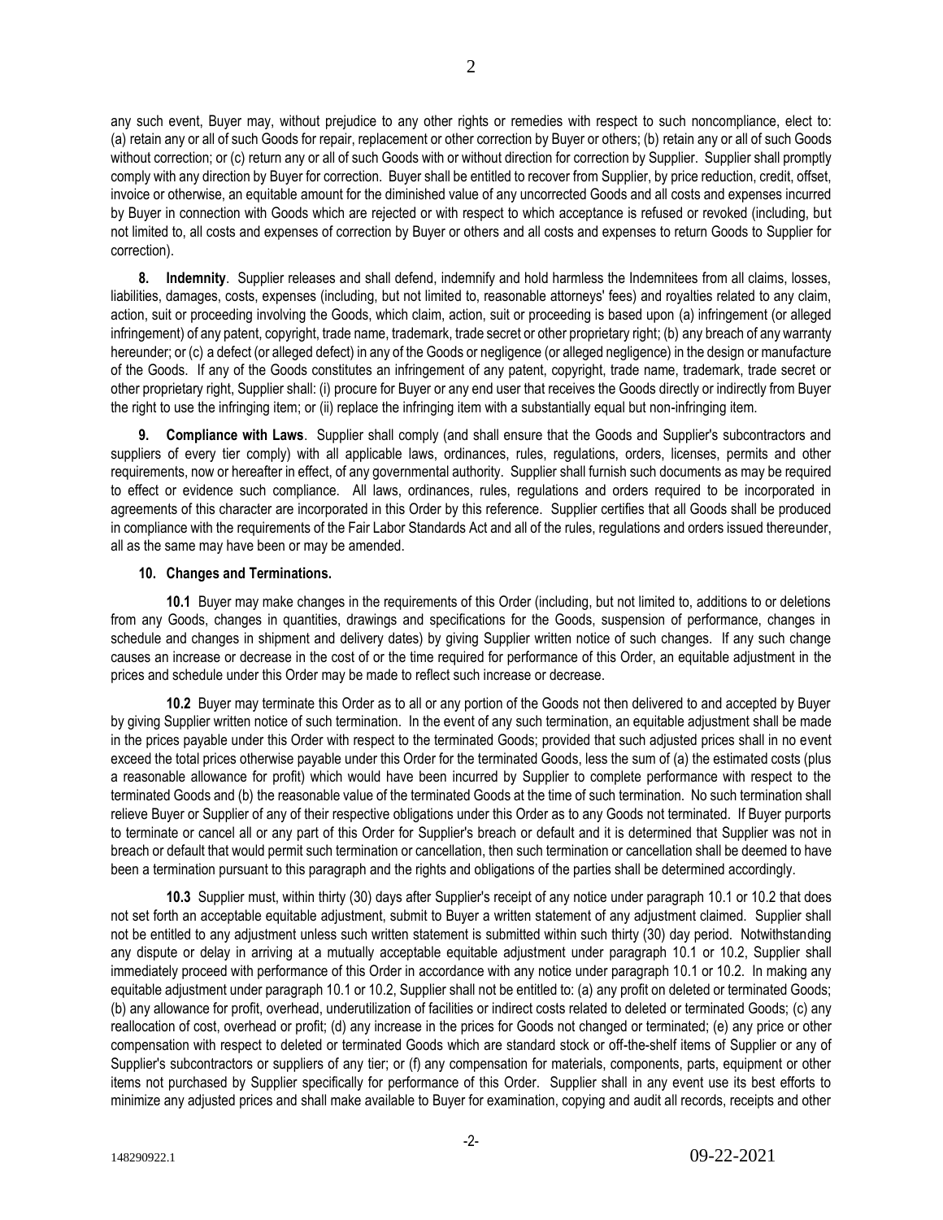any such event, Buyer may, without prejudice to any other rights or remedies with respect to such noncompliance, elect to: (a) retain any or all of such Goods for repair, replacement or other correction by Buyer or others; (b) retain any or all of such Goods without correction; or (c) return any or all of such Goods with or without direction for correction by Supplier. Supplier shall promptly comply with any direction by Buyer for correction. Buyer shall be entitled to recover from Supplier, by price reduction, credit, offset, invoice or otherwise, an equitable amount for the diminished value of any uncorrected Goods and all costs and expenses incurred by Buyer in connection with Goods which are rejected or with respect to which acceptance is refused or revoked (including, but not limited to, all costs and expenses of correction by Buyer or others and all costs and expenses to return Goods to Supplier for correction).

**8. Indemnity**. Supplier releases and shall defend, indemnify and hold harmless the Indemnitees from all claims, losses, liabilities, damages, costs, expenses (including, but not limited to, reasonable attorneys' fees) and royalties related to any claim, action, suit or proceeding involving the Goods, which claim, action, suit or proceeding is based upon (a) infringement (or alleged infringement) of any patent, copyright, trade name, trademark, trade secret or other proprietary right; (b) any breach of any warranty hereunder; or (c) a defect (or alleged defect) in any of the Goods or negligence (or alleged negligence) in the design or manufacture of the Goods. If any of the Goods constitutes an infringement of any patent, copyright, trade name, trademark, trade secret or other proprietary right, Supplier shall: (i) procure for Buyer or any end user that receives the Goods directly or indirectly from Buyer the right to use the infringing item; or (ii) replace the infringing item with a substantially equal but non-infringing item.

**9. Compliance with Laws**. Supplier shall comply (and shall ensure that the Goods and Supplier's subcontractors and suppliers of every tier comply) with all applicable laws, ordinances, rules, regulations, orders, licenses, permits and other requirements, now or hereafter in effect, of any governmental authority. Supplier shall furnish such documents as may be required to effect or evidence such compliance. All laws, ordinances, rules, regulations and orders required to be incorporated in agreements of this character are incorporated in this Order by this reference. Supplier certifies that all Goods shall be produced in compliance with the requirements of the Fair Labor Standards Act and all of the rules, regulations and orders issued thereunder, all as the same may have been or may be amended.

**10. Changes and Terminations.**

**10.1** Buyer may make changes in the requirements of this Order (including, but not limited to, additions to or deletions from any Goods, changes in quantities, drawings and specifications for the Goods, suspension of performance, changes in schedule and changes in shipment and delivery dates) by giving Supplier written notice of such changes. If any such change causes an increase or decrease in the cost of or the time required for performance of this Order, an equitable adjustment in the prices and schedule under this Order may be made to reflect such increase or decrease.

**10.2** Buyer may terminate this Order as to all or any portion of the Goods not then delivered to and accepted by Buyer by giving Supplier written notice of such termination. In the event of any such termination, an equitable adjustment shall be made in the prices payable under this Order with respect to the terminated Goods; provided that such adjusted prices shall in no event exceed the total prices otherwise payable under this Order for the terminated Goods, less the sum of (a) the estimated costs (plus a reasonable allowance for profit) which would have been incurred by Supplier to complete performance with respect to the terminated Goods and (b) the reasonable value of the terminated Goods at the time of such termination. No such termination shall relieve Buyer or Supplier of any of their respective obligations under this Order as to any Goods not terminated. If Buyer purports to terminate or cancel all or any part of this Order for Supplier's breach or default and it is determined that Supplier was not in breach or default that would permit such termination or cancellation, then such termination or cancellation shall be deemed to have been a termination pursuant to this paragraph and the rights and obligations of the parties shall be determined accordingly.

**10.3** Supplier must, within thirty (30) days after Supplier's receipt of any notice under paragraph 10.1 or 10.2 that does not set forth an acceptable equitable adjustment, submit to Buyer a written statement of any adjustment claimed. Supplier shall not be entitled to any adjustment unless such written statement is submitted within such thirty (30) day period. Notwithstanding any dispute or delay in arriving at a mutually acceptable equitable adjustment under paragraph 10.1 or 10.2, Supplier shall immediately proceed with performance of this Order in accordance with any notice under paragraph 10.1 or 10.2. In making any equitable adjustment under paragraph 10.1 or 10.2, Supplier shall not be entitled to: (a) any profit on deleted or terminated Goods; (b) any allowance for profit, overhead, underutilization of facilities or indirect costs related to deleted or terminated Goods; (c) any reallocation of cost, overhead or profit; (d) any increase in the prices for Goods not changed or terminated; (e) any price or other compensation with respect to deleted or terminated Goods which are standard stock or off-the-shelf items of Supplier or any of Supplier's subcontractors or suppliers of any tier; or (f) any compensation for materials, components, parts, equipment or other items not purchased by Supplier specifically for performance of this Order. Supplier shall in any event use its best efforts to minimize any adjusted prices and shall make available to Buyer for examination, copying and audit all records, receipts and other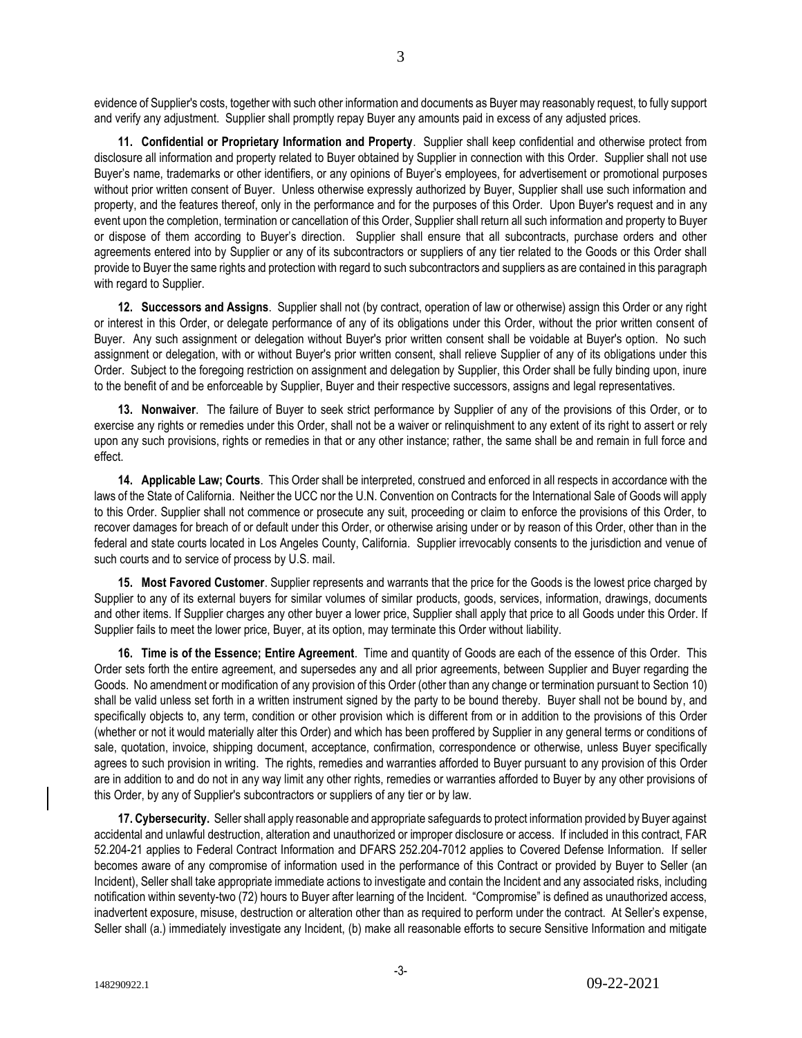evidence of Supplier's costs, together with such other information and documents as Buyer may reasonably request, to fully support and verify any adjustment. Supplier shall promptly repay Buyer any amounts paid in excess of any adjusted prices.

**11. Confidential or Proprietary Information and Property**. Supplier shall keep confidential and otherwise protect from disclosure all information and property related to Buyer obtained by Supplier in connection with this Order. Supplier shall not use Buyer's name, trademarks or other identifiers, or any opinions of Buyer's employees, for advertisement or promotional purposes without prior written consent of Buyer. Unless otherwise expressly authorized by Buyer, Supplier shall use such information and property, and the features thereof, only in the performance and for the purposes of this Order. Upon Buyer's request and in any event upon the completion, termination or cancellation of this Order, Supplier shall return all such information and property to Buyer or dispose of them according to Buyer's direction. Supplier shall ensure that all subcontracts, purchase orders and other agreements entered into by Supplier or any of its subcontractors or suppliers of any tier related to the Goods or this Order shall provide to Buyer the same rights and protection with regard to such subcontractors and suppliers as are contained in this paragraph with regard to Supplier.

**12. Successors and Assigns**. Supplier shall not (by contract, operation of law or otherwise) assign this Order or any right or interest in this Order, or delegate performance of any of its obligations under this Order, without the prior written consent of Buyer. Any such assignment or delegation without Buyer's prior written consent shall be voidable at Buyer's option. No such assignment or delegation, with or without Buyer's prior written consent, shall relieve Supplier of any of its obligations under this Order. Subject to the foregoing restriction on assignment and delegation by Supplier, this Order shall be fully binding upon, inure to the benefit of and be enforceable by Supplier, Buyer and their respective successors, assigns and legal representatives.

**13. Nonwaiver**. The failure of Buyer to seek strict performance by Supplier of any of the provisions of this Order, or to exercise any rights or remedies under this Order, shall not be a waiver or relinquishment to any extent of its right to assert or rely upon any such provisions, rights or remedies in that or any other instance; rather, the same shall be and remain in full force and effect.

**14. Applicable Law; Courts**. This Order shall be interpreted, construed and enforced in all respects in accordance with the laws of the State of California. Neither the UCC nor the U.N. Convention on Contracts for the International Sale of Goods will apply to this Order. Supplier shall not commence or prosecute any suit, proceeding or claim to enforce the provisions of this Order, to recover damages for breach of or default under this Order, or otherwise arising under or by reason of this Order, other than in the federal and state courts located in Los Angeles County, California. Supplier irrevocably consents to the jurisdiction and venue of such courts and to service of process by U.S. mail.

**15. Most Favored Customer**. Supplier represents and warrants that the price for the Goods is the lowest price charged by Supplier to any of its external buyers for similar volumes of similar products, goods, services, information, drawings, documents and other items. If Supplier charges any other buyer a lower price, Supplier shall apply that price to all Goods under this Order. If Supplier fails to meet the lower price, Buyer, at its option, may terminate this Order without liability.

**16. Time is of the Essence; Entire Agreement**. Time and quantity of Goods are each of the essence of this Order. This Order sets forth the entire agreement, and supersedes any and all prior agreements, between Supplier and Buyer regarding the Goods. No amendment or modification of any provision of this Order (other than any change or termination pursuant to Section 10) shall be valid unless set forth in a written instrument signed by the party to be bound thereby. Buyer shall not be bound by, and specifically objects to, any term, condition or other provision which is different from or in addition to the provisions of this Order (whether or not it would materially alter this Order) and which has been proffered by Supplier in any general terms or conditions of sale, quotation, invoice, shipping document, acceptance, confirmation, correspondence or otherwise, unless Buyer specifically agrees to such provision in writing. The rights, remedies and warranties afforded to Buyer pursuant to any provision of this Order are in addition to and do not in any way limit any other rights, remedies or warranties afforded to Buyer by any other provisions of this Order, by any of Supplier's subcontractors or suppliers of any tier or by law.

**17. Cybersecurity.** Seller shall apply reasonable and appropriate safeguards to protect information provided by Buyer against accidental and unlawful destruction, alteration and unauthorized or improper disclosure or access. If included in this contract, FAR 52.204-21 applies to Federal Contract Information and DFARS 252.204-7012 applies to Covered Defense Information. If seller becomes aware of any compromise of information used in the performance of this Contract or provided by Buyer to Seller (an Incident), Seller shall take appropriate immediate actions to investigate and contain the Incident and any associated risks, including notification within seventy-two (72) hours to Buyer after learning of the Incident. "Compromise" is defined as unauthorized access, inadvertent exposure, misuse, destruction or alteration other than as required to perform under the contract. At Seller's expense, Seller shall (a.) immediately investigate any Incident, (b) make all reasonable efforts to secure Sensitive Information and mitigate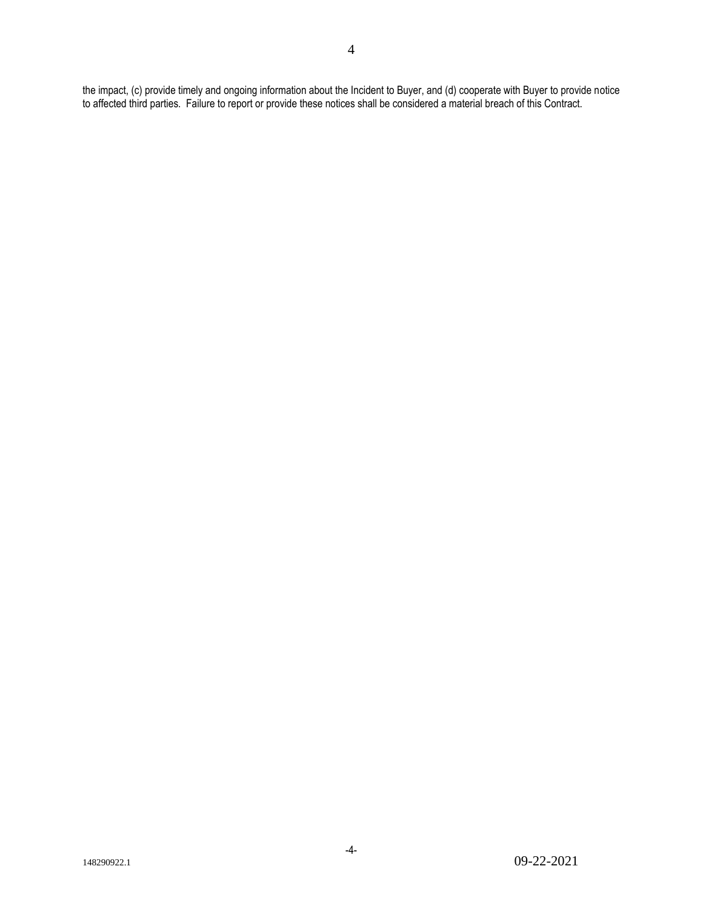the impact, (c) provide timely and ongoing information about the Incident to Buyer, and (d) cooperate with Buyer to provide notice to affected third parties. Failure to report or provide these notices shall be considered a material breach of this Contract.